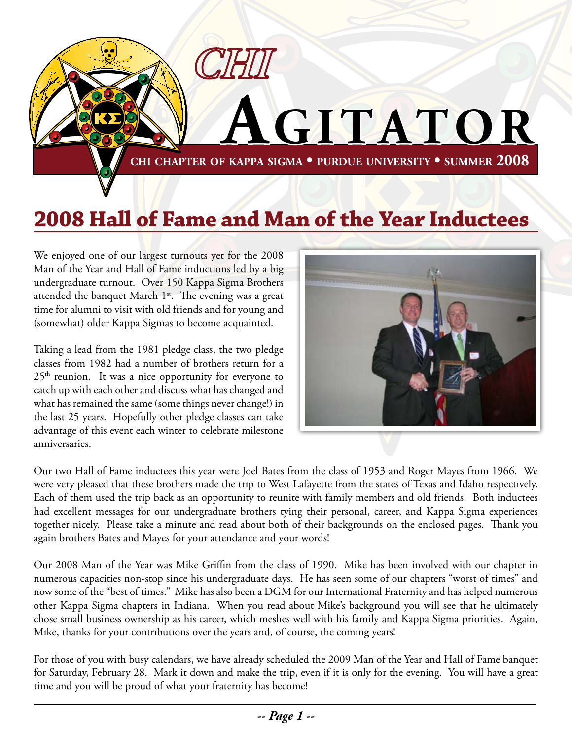# CHI AGITATOR

**CHI CHAPTER OF KAPPA SIGMA • PURDUE UNIVERSITY • SUMMER 2008**

## 2008 Hall of Fame and Man of the Year Inductees

We enjoyed one of our largest turnouts yet for the 2008 Man of the Year and Hall of Fame inductions led by a big undergraduate turnout. Over 150 Kappa Sigma Brothers attended the banquet March 1st. The evening was a great time for alumni to visit with old friends and for young and (somewhat) older Kappa Sigmas to become acquainted.

Taking a lead from the 1981 pledge class, the two pledge classes from 1982 had a number of brothers return for a 25th reunion. It was a nice opportunity for everyone to catch up with each other and discuss what has changed and what has remained the same (some things never change!) in the last 25 years. Hopefully other pledge classes can take advantage of this event each winter to celebrate milestone anniversaries.

Our two Hall of Fame inductees this year were Joel Bates from the class of 1953 and Roger Mayes from 1966. We were very pleased that these brothers made the trip to West Lafayette from the states of Texas and Idaho respectively. Each of them used the trip back as an opportunity to reunite with family members and old friends. Both inductees had excellent messages for our undergraduate brothers tying their personal, career, and Kappa Sigma experiences together nicely. Please take a minute and read about both of their backgrounds on the enclosed pages. Thank you again brothers Bates and Mayes for your attendance and your words!

Our 2008 Man of the Year was Mike Griffin from the class of 1990. Mike has been involved with our chapter in numerous capacities non-stop since his undergraduate days. He has seen some of our chapters "worst of times" and now some of the "best of times." Mike has also been a DGM for our International Fraternity and has helped numerous other Kappa Sigma chapters in Indiana. When you read about Mike's background you will see that he ultimately chose small business ownership as his career, which meshes well with his family and Kappa Sigma priorities. Again, Mike, thanks for your contributions over the years and, of course, the coming years!

For those of you with busy calendars, we have already scheduled the 2009 Man of the Year and Hall of Fame banquet for Saturday, February 28. Mark it down and make the trip, even if it is only for the evening. You will have a great time and you will be proud of what your fraternity has become!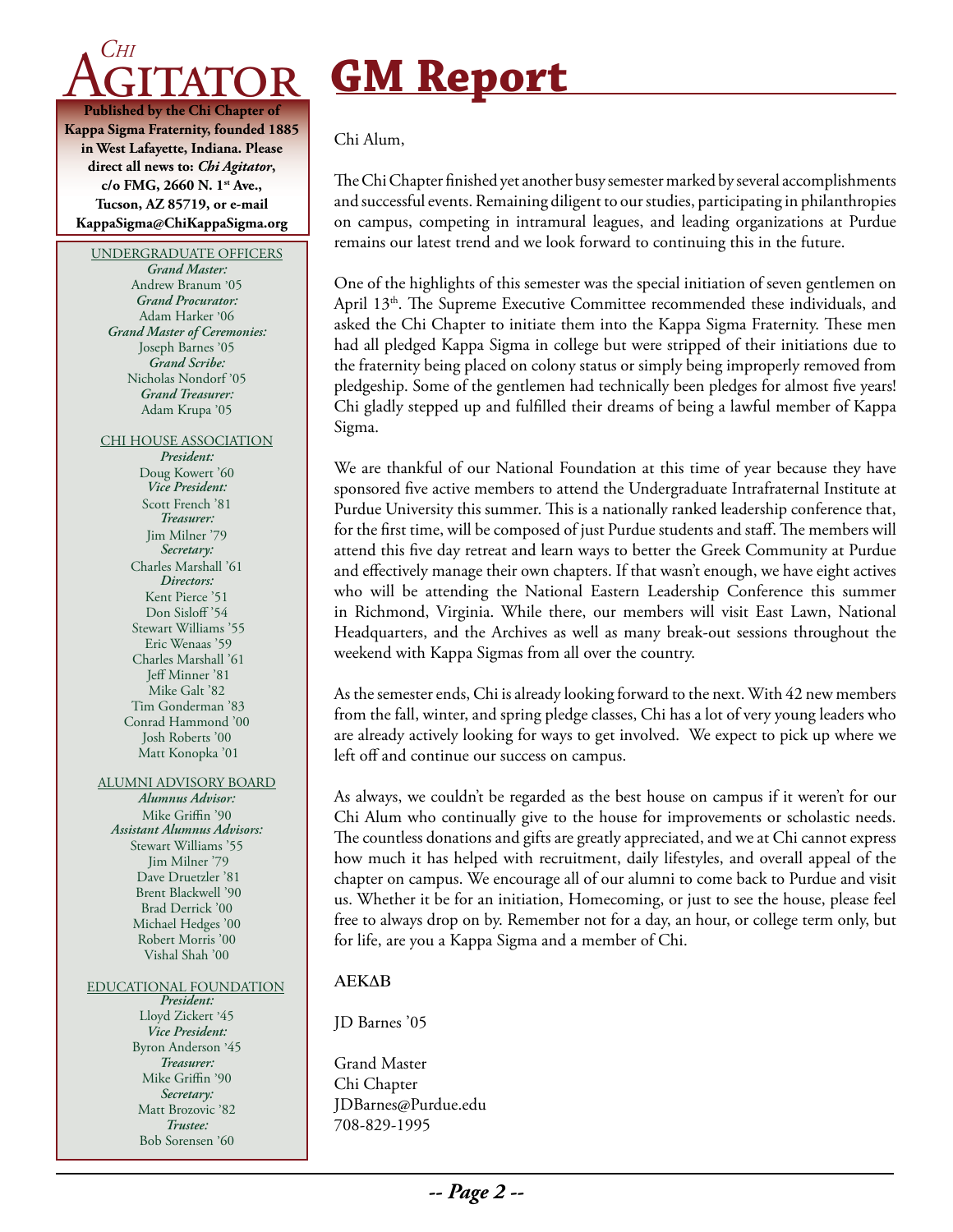# Chi Agitator

**Published by the Chi Chapter of Kappa Sigma Fraternity, founded 1885 in West Lafayette, Indiana. Please direct all news to: *Chi Agitator*, c/o FMG, 2660 N. 1st Ave., Tucson, AZ 85719, or e-mail KappaSigma@ChiKappaSigma.org**

UNDERGRADUATE OFFICERS

*Grand Master:*
Andrew Branum '05
*Grand Procurator:*
Adam Harker '06
*Grand Master of Ceremonies:*
Joseph Barnes '05
*Grand Scribe:*
Nicholas Nondorf '05
*Grand Treasurer:*
Adam Krupa '05

CHI HOUSE ASSOCIATION

*President:*
Doug Kowert '60
*Vice President:*
Scott French '81
*Treasurer:*
Jim Milner '79
*Secretary:*
Charles Marshall '61
*Directors:*
Kent Pierce '51
Don Sisloff '54
Stewart Williams '55
Eric Wenaas '59
Charles Marshall '61
Jeff Minner '81
Mike Galt '82
Tim Gonderman '83
Conrad Hammond '00
Josh Roberts '00
Matt Konopka '01

ALUMNI ADVISORY BOARD

*Alumnus Advisor:*
Mike Griffin '90
*Assistant Alumnus Advisors:*
Stewart Williams '55
Jim Milner '79
Dave Druetzler '81
Brent Blackwell '90
Brad Derrick '00
Michael Hedges '00
Robert Morris '00
Vishal Shah '00

EDUCATIONAL FOUNDATION

*President:*
Lloyd Zickert '45
*Vice President:*
Byron Anderson '45
*Treasurer:*
Mike Griffin '90
*Secretary:*
Matt Brozovic '82
*Trustee:*
Bob Sorensen '60

# GM Report

Chi Alum,

The Chi Chapter finished yet another busy semester marked by several accomplishments and successful events. Remaining diligent to our studies, participating in philanthropies on campus, competing in intramural leagues, and leading organizations at Purdue remains our latest trend and we look forward to continuing this in the future.

One of the highlights of this semester was the special initiation of seven gentlemen on April 13th. The Supreme Executive Committee recommended these individuals, and asked the Chi Chapter to initiate them into the Kappa Sigma Fraternity. These men had all pledged Kappa Sigma in college but were stripped of their initiations due to the fraternity being placed on colony status or simply being improperly removed from pledgeship. Some of the gentlemen had technically been pledges for almost five years! Chi gladly stepped up and fulfilled their dreams of being a lawful member of Kappa Sigma.

We are thankful of our National Foundation at this time of year because they have sponsored five active members to attend the Undergraduate Intrafraternal Institute at Purdue University this summer. This is a nationally ranked leadership conference that, for the first time, will be composed of just Purdue students and staff. The members will attend this five day retreat and learn ways to better the Greek Community at Purdue and effectively manage their own chapters. If that wasn't enough, we have eight actives who will be attending the National Eastern Leadership Conference this summer in Richmond, Virginia. While there, our members will visit East Lawn, National Headquarters, and the Archives as well as many break-out sessions throughout the weekend with Kappa Sigmas from all over the country.

As the semester ends, Chi is already looking forward to the next. With 42 new members from the fall, winter, and spring pledge classes, Chi has a lot of very young leaders who are already actively looking for ways to get involved. We expect to pick up where we left off and continue our success on campus.

As always, we couldn't be regarded as the best house on campus if it weren't for our Chi Alum who continually give to the house for improvements or scholastic needs. The countless donations and gifts are greatly appreciated, and we at Chi cannot express how much it has helped with recruitment, daily lifestyles, and overall appeal of the chapter on campus. We encourage all of our alumni to come back to Purdue and visit us. Whether it be for an initiation, Homecoming, or just to see the house, please feel free to always drop on by. Remember not for a day, an hour, or college term only, but for life, are you a Kappa Sigma and a member of Chi.

AEKΔB

JD Barnes '05

Grand Master
Chi Chapter
JDBarnes@Purdue.edu
708-829-1995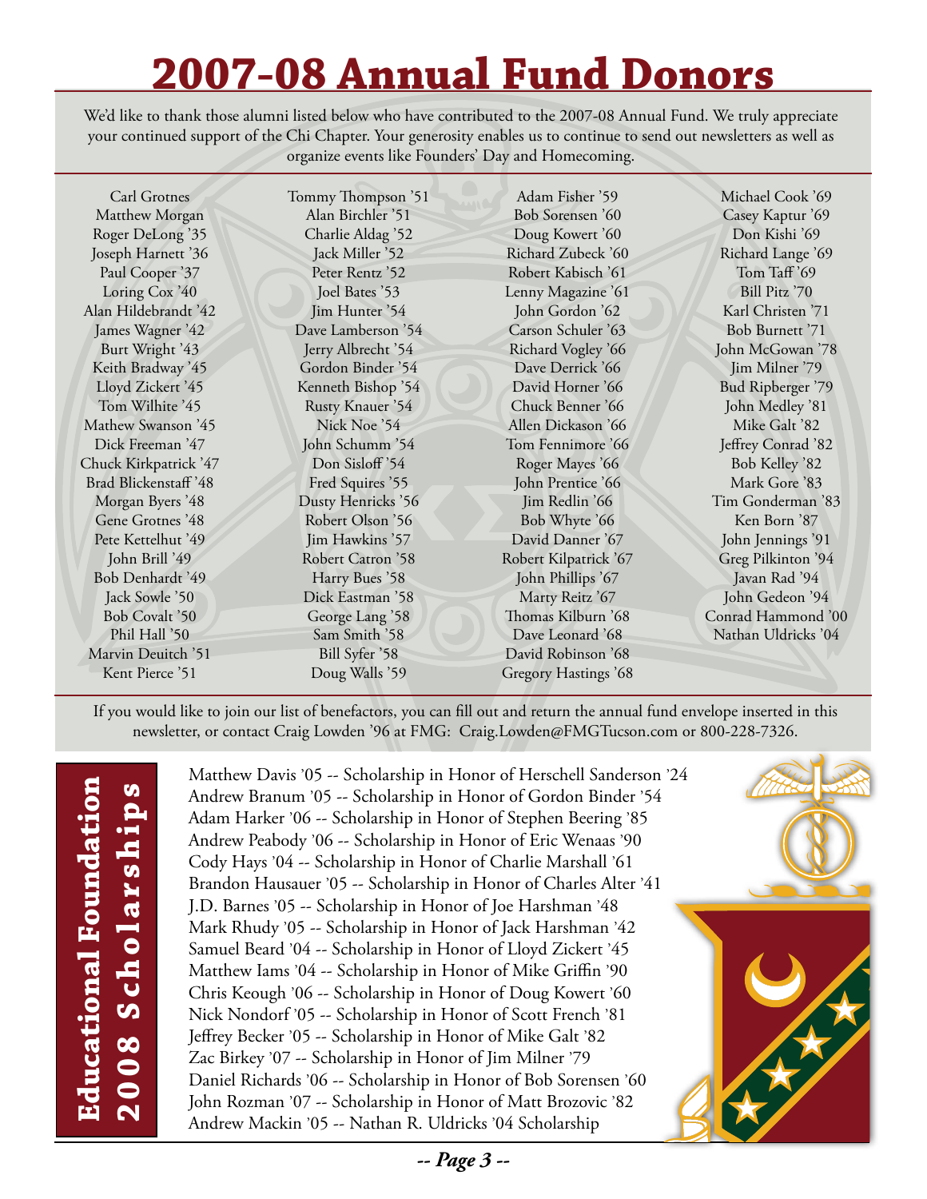# 2007-08 Annual Fund Donors

We'd like to thank those alumni listed below who have contributed to the 2007-08 Annual Fund. We truly appreciate your continued support of the Chi Chapter. Your generosity enables us to continue to send out newsletters as well as organize events like Founders' Day and Homecoming.

Carl Grotnes
Matthew Morgan
Roger DeLong '35
Joseph Harnett '36
Paul Cooper '37
Loring Cox '40
Alan Hildebrandt '42
James Wagner '42
Burt Wright '43
Keith Bradway '45
Lloyd Zickert '45
Tom Wilhite '45
Mathew Swanson '45
Dick Freeman '47
Chuck Kirkpatrick '47
Brad Blickenstaff '48
Morgan Byers '48
Gene Grotnes '48
Pete Kettelhut '49
John Brill '49
Bob Denhardt '49
Jack Sowle '50
Bob Covalt '50
Phil Hall '50
Marvin Deuitch '51
Kent Pierce '51
Tommy Thompson '51
Alan Birchler '51
Charlie Aldag '52
Jack Miller '52
Peter Rentz '52
Joel Bates '53
Jim Hunter '54
Dave Lamberson '54
Jerry Albrecht '54
Gordon Binder '54
Kenneth Bishop '54
Rusty Knauer '54
Nick Noe '54
John Schumm '54
Don Sisloff '54
Fred Squires '55
Dusty Henricks '56
Robert Olson '56
Jim Hawkins '57
Robert Catron '58
Harry Bues '58
Dick Eastman '58
George Lang '58
Sam Smith '58
Bill Syfer '58
Doug Walls '59
Adam Fisher '59
Bob Sorensen '60
Doug Kowert '60
Richard Zubeck '60
Robert Kabisch '61
Lenny Magazine '61
John Gordon '62
Carson Schuler '63
Richard Vogley '66
Dave Derrick '66
David Horner '66
Chuck Benner '66
Allen Dickason '66
Tom Fennimore '66
Roger Mayes '66
John Prentice '66
Jim Redlin '66
Bob Whyte '66
David Danner '67
Robert Kilpatrick '67
John Phillips '67
Marty Reitz '67
Thomas Kilburn '68
Dave Leonard '68
David Robinson '68
Gregory Hastings '68
Michael Cook '69
Casey Kaptur '69
Don Kishi '69
Richard Lange '69
Tom Taff '69
Bill Pitz '70
Karl Christen '71
Bob Burnett '71
John McGowan '78
Jim Milner '79
Bud Ripberger '79
John Medley '81
Mike Galt '82
Jeffrey Conrad '82
Bob Kelley '82
Mark Gore '83
Tim Gonderman '83
Ken Born '87
John Jennings '91
Greg Pilkinton '94
Javan Rad '94
John Gedeon '94
Conrad Hammond '00
Nathan Uldricks '04

If you would like to join our list of benefactors, you can fill out and return the annual fund envelope inserted in this newsletter, or contact Craig Lowden '96 at FMG: Craig.Lowden@FMGTucson.com or 800-228-7326.

## Educational Foundation 2008 Scholarships

Matthew Davis '05 -- Scholarship in Honor of Herschell Sanderson '24
Andrew Branum '05 -- Scholarship in Honor of Gordon Binder '54
Adam Harker '06 -- Scholarship in Honor of Stephen Beering '85
Andrew Peabody '06 -- Scholarship in Honor of Eric Wenaas '90
Cody Hays '04 -- Scholarship in Honor of Charlie Marshall '61
Brandon Hausauer '05 -- Scholarship in Honor of Charles Alter '41
J.D. Barnes '05 -- Scholarship in Honor of Joe Harshman '48
Mark Rhudy '05 -- Scholarship in Honor of Jack Harshman '42
Samuel Beard '04 -- Scholarship in Honor of Lloyd Zickert '45
Matthew Iams '04 -- Scholarship in Honor of Mike Griffin '90
Chris Keough '06 -- Scholarship in Honor of Doug Kowert '60
Nick Nondorf '05 -- Scholarship in Honor of Scott French '81
Jeffrey Becker '05 -- Scholarship in Honor of Mike Galt '82
Zac Birkey '07 -- Scholarship in Honor of Jim Milner '79
Daniel Richards '06 -- Scholarship in Honor of Bob Sorensen '60
John Rozman '07 -- Scholarship in Honor of Matt Brozovic '82
Andrew Mackin '05 -- Nathan R. Uldricks '04 Scholarship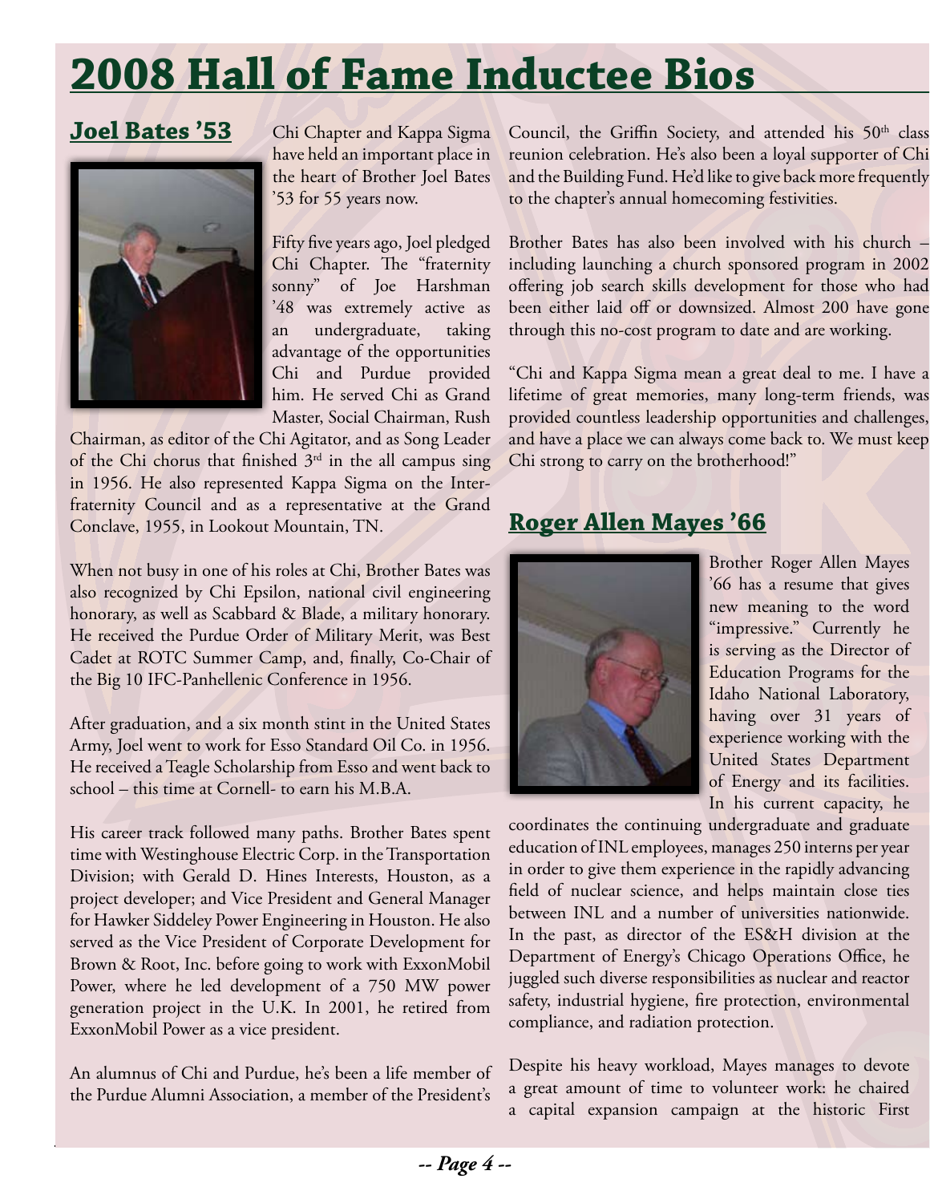# 2008 Hall of Fame Inductee Bios

## Joel Bates '53

Chi Chapter and Kappa Sigma have held an important place in the heart of Brother Joel Bates '53 for 55 years now.

Fifty five years ago, Joel pledged Chi Chapter. The "fraternity sonny" of Joe Harshman '48 was extremely active as an undergraduate, taking advantage of the opportunities Chi and Purdue provided him. He served Chi as Grand Master, Social Chairman, Rush Chairman, as editor of the Chi Agitator, and as Song Leader of the Chi chorus that finished 3rd in the all campus sing in 1956. He also represented Kappa Sigma on the Inter-fraternity Council and as a representative at the Grand Conclave, 1955, in Lookout Mountain, TN.

When not busy in one of his roles at Chi, Brother Bates was also recognized by Chi Epsilon, national civil engineering honorary, as well as Scabbard & Blade, a military honorary. He received the Purdue Order of Military Merit, was Best Cadet at ROTC Summer Camp, and, finally, Co-Chair of the Big 10 IFC-Panhellenic Conference in 1956.

After graduation, and a six month stint in the United States Army, Joel went to work for Esso Standard Oil Co. in 1956. He received a Teagle Scholarship from Esso and went back to school – this time at Cornell- to earn his M.B.A.

His career track followed many paths. Brother Bates spent time with Westinghouse Electric Corp. in the Transportation Division; with Gerald D. Hines Interests, Houston, as a project developer; and Vice President and General Manager for Hawker Siddeley Power Engineering in Houston. He also served as the Vice President of Corporate Development for Brown & Root, Inc. before going to work with ExxonMobil Power, where he led development of a 750 MW power generation project in the U.K. In 2001, he retired from ExxonMobil Power as a vice president.

An alumnus of Chi and Purdue, he's been a life member of the Purdue Alumni Association, a member of the President's Council, the Griffin Society, and attended his 50th class reunion celebration. He's also been a loyal supporter of Chi and the Building Fund. He'd like to give back more frequently to the chapter's annual homecoming festivities.

Brother Bates has also been involved with his church – including launching a church sponsored program in 2002 offering job search skills development for those who had been either laid off or downsized. Almost 200 have gone through this no-cost program to date and are working.

"Chi and Kappa Sigma mean a great deal to me. I have a lifetime of great memories, many long-term friends, was provided countless leadership opportunities and challenges, and have a place we can always come back to. We must keep Chi strong to carry on the brotherhood!"

## Roger Allen Mayes '66

Brother Roger Allen Mayes '66 has a resume that gives new meaning to the word "impressive." Currently he is serving as the Director of Education Programs for the Idaho National Laboratory, having over 31 years of experience working with the United States Department of Energy and its facilities. In his current capacity, he coordinates the continuing undergraduate and graduate education of INL employees, manages 250 interns per year in order to give them experience in the rapidly advancing field of nuclear science, and helps maintain close ties between INL and a number of universities nationwide. In the past, as director of the ES&H division at the Department of Energy's Chicago Operations Office, he juggled such diverse responsibilities as nuclear and reactor safety, industrial hygiene, fire protection, environmental compliance, and radiation protection.

Despite his heavy workload, Mayes manages to devote a great amount of time to volunteer work: he chaired a capital expansion campaign at the historic First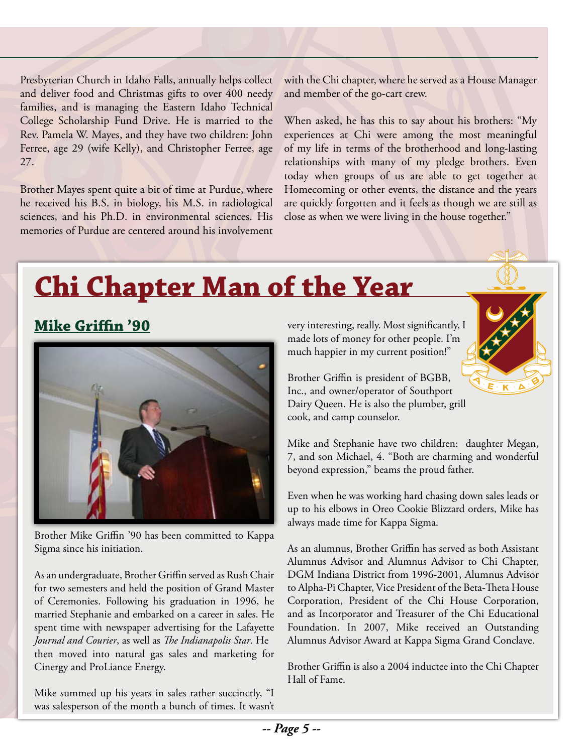Presbyterian Church in Idaho Falls, annually helps collect and deliver food and Christmas gifts to over 400 needy families, and is managing the Eastern Idaho Technical College Scholarship Fund Drive. He is married to the Rev. Pamela W. Mayes, and they have two children: John Ferree, age 29 (wife Kelly), and Christopher Ferree, age 27.

Brother Mayes spent quite a bit of time at Purdue, where he received his B.S. in biology, his M.S. in radiological sciences, and his Ph.D. in environmental sciences. His memories of Purdue are centered around his involvement with the Chi chapter, where he served as a House Manager and member of the go-cart crew.

When asked, he has this to say about his brothers: "My experiences at Chi were among the most meaningful of my life in terms of the brotherhood and long-lasting relationships with many of my pledge brothers. Even today when groups of us are able to get together at Homecoming or other events, the distance and the years are quickly forgotten and it feels as though we are still as close as when we were living in the house together."

# Chi Chapter Man of the Year

## Mike Griffin '90

Brother Mike Griffin '90 has been committed to Kappa Sigma since his initiation.

As an undergraduate, Brother Griffin served as Rush Chair for two semesters and held the position of Grand Master of Ceremonies. Following his graduation in 1996, he married Stephanie and embarked on a career in sales. He spent time with newspaper advertising for the Lafayette *Journal and Courier*, as well as *The Indianapolis Star*. He then moved into natural gas sales and marketing for Cinergy and ProLiance Energy.

Mike summed up his years in sales rather succinctly, "I was salesperson of the month a bunch of times. It wasn't very interesting, really. Most significantly, I made lots of money for other people. I'm much happier in my current position!"

Brother Griffin is president of BGBB, Inc., and owner/operator of Southport Dairy Queen. He is also the plumber, grill cook, and camp counselor.

Mike and Stephanie have two children: daughter Megan, 7, and son Michael, 4. "Both are charming and wonderful beyond expression," beams the proud father.

Even when he was working hard chasing down sales leads or up to his elbows in Oreo Cookie Blizzard orders, Mike has always made time for Kappa Sigma.

As an alumnus, Brother Griffin has served as both Assistant Alumnus Advisor and Alumnus Advisor to Chi Chapter, DGM Indiana District from 1996-2001, Alumnus Advisor to Alpha-Pi Chapter, Vice President of the Beta-Theta House Corporation, President of the Chi House Corporation, and as Incorporator and Treasurer of the Chi Educational Foundation. In 2007, Mike received an Outstanding Alumnus Advisor Award at Kappa Sigma Grand Conclave.

Brother Griffin is also a 2004 inductee into the Chi Chapter Hall of Fame.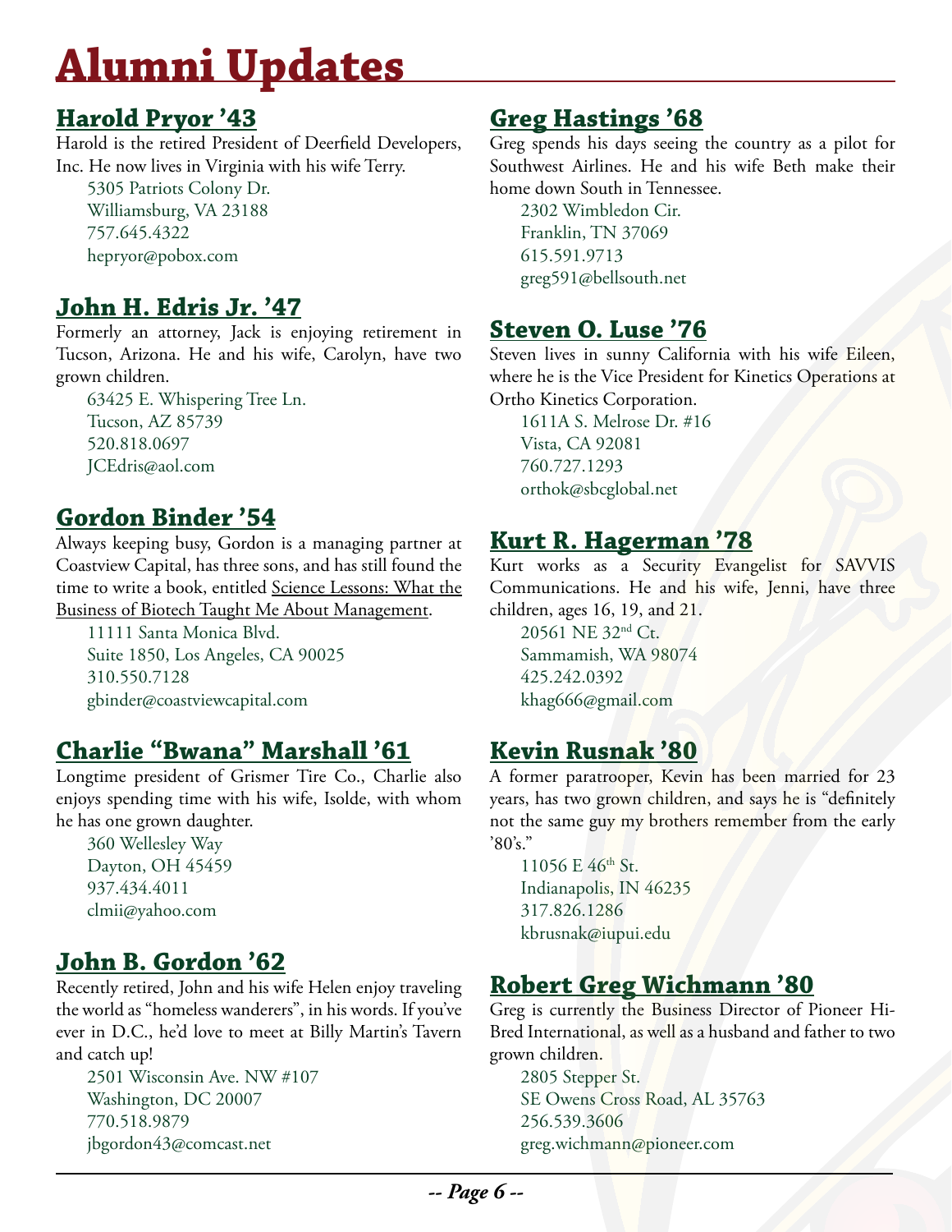# Alumni Updates

## Harold Pryor '43

Harold is the retired President of Deerfield Developers, Inc. He now lives in Virginia with his wife Terry.

5305 Patriots Colony Dr.
Williamsburg, VA 23188
757.645.4322
hepryor@pobox.com

## John H. Edris Jr. '47

Formerly an attorney, Jack is enjoying retirement in Tucson, Arizona. He and his wife, Carolyn, have two grown children.

63425 E. Whispering Tree Ln.
Tucson, AZ 85739
520.818.0697
JCEdris@aol.com

## Gordon Binder '54

Always keeping busy, Gordon is a managing partner at Coastview Capital, has three sons, and has still found the time to write a book, entitled Science Lessons: What the Business of Biotech Taught Me About Management.

11111 Santa Monica Blvd.
Suite 1850, Los Angeles, CA 90025
310.550.7128
gbinder@coastviewcapital.com

## Charlie "Bwana" Marshall '61

Longtime president of Grismer Tire Co., Charlie also enjoys spending time with his wife, Isolde, with whom he has one grown daughter.

360 Wellesley Way
Dayton, OH 45459
937.434.4011
clmii@yahoo.com

## John B. Gordon '62

Recently retired, John and his wife Helen enjoy traveling the world as "homeless wanderers", in his words. If you've ever in D.C., he'd love to meet at Billy Martin's Tavern and catch up!

2501 Wisconsin Ave. NW #107
Washington, DC 20007
770.518.9879
jbgordon43@comcast.net

## Greg Hastings '68

Greg spends his days seeing the country as a pilot for Southwest Airlines. He and his wife Beth make their home down South in Tennessee.

2302 Wimbledon Cir.
Franklin, TN 37069
615.591.9713
greg591@bellsouth.net

## Steven O. Luse '76

Steven lives in sunny California with his wife Eileen, where he is the Vice President for Kinetics Operations at Ortho Kinetics Corporation.

1611A S. Melrose Dr. #16
Vista, CA 92081
760.727.1293
orthok@sbcglobal.net

## Kurt R. Hagerman '78

Kurt works as a Security Evangelist for SAVVIS Communications. He and his wife, Jenni, have three children, ages 16, 19, and 21.

20561 NE 32nd Ct.
Sammamish, WA 98074
425.242.0392
khag666@gmail.com

## Kevin Rusnak '80

A former paratrooper, Kevin has been married for 23 years, has two grown children, and says he is "definitely not the same guy my brothers remember from the early '80's."

11056 E 46th St.
Indianapolis, IN 46235
317.826.1286
kbrusnak@iupui.edu

## Robert Greg Wichmann '80

Greg is currently the Business Director of Pioneer Hi-Bred International, as well as a husband and father to two grown children.

2805 Stepper St.
SE Owens Cross Road, AL 35763
256.539.3606
greg.wichmann@pioneer.com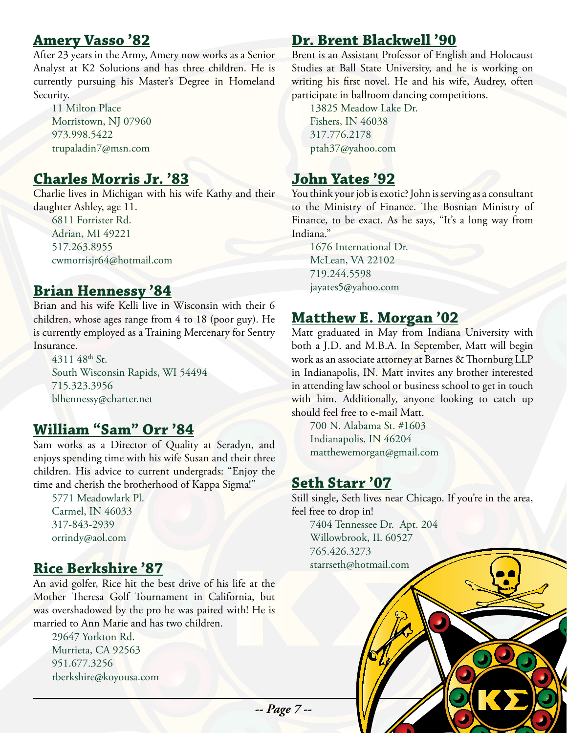## Amery Vasso '82

After 23 years in the Army, Amery now works as a Senior Analyst at K2 Solutions and has three children. He is currently pursuing his Master's Degree in Homeland Security.

11 Milton Place
Morristown, NJ 07960
973.998.5422
trupaladin7@msn.com

## Charles Morris Jr. '83

Charlie lives in Michigan with his wife Kathy and their daughter Ashley, age 11.

6811 Forrister Rd.
Adrian, MI 49221
517.263.8955
cwmorrisjr64@hotmail.com

## Brian Hennessy '84

Brian and his wife Kelli live in Wisconsin with their 6 children, whose ages range from 4 to 18 (poor guy). He is currently employed as a Training Mercenary for Sentry Insurance.

4311 48th St.
South Wisconsin Rapids, WI 54494
715.323.3956
blhennessy@charter.net

## William "Sam" Orr '84

Sam works as a Director of Quality at Seradyn, and enjoys spending time with his wife Susan and their three children. His advice to current undergrads: "Enjoy the time and cherish the brotherhood of Kappa Sigma!"

5771 Meadowlark Pl.
Carmel, IN 46033
317-843-2939
orrindy@aol.com

## Rice Berkshire '87

An avid golfer, Rice hit the best drive of his life at the Mother Theresa Golf Tournament in California, but was overshadowed by the pro he was paired with! He is married to Ann Marie and has two children.

29647 Yorkton Rd.
Murrieta, CA 92563
951.677.3256
rberkshire@koyousa.com

## Dr. Brent Blackwell '90

Brent is an Assistant Professor of English and Holocaust Studies at Ball State University, and he is working on writing his first novel. He and his wife, Audrey, often participate in ballroom dancing competitions.

13825 Meadow Lake Dr.
Fishers, IN 46038
317.776.2178
ptah37@yahoo.com

## John Yates '92

You think your job is exotic? John is serving as a consultant to the Ministry of Finance. The Bosnian Ministry of Finance, to be exact. As he says, "It's a long way from Indiana."

1676 International Dr.
McLean, VA 22102
719.244.5598
jayates5@yahoo.com

## Matthew E. Morgan '02

Matt graduated in May from Indiana University with both a J.D. and M.B.A. In September, Matt will begin work as an associate attorney at Barnes & Thornburg LLP in Indianapolis, IN. Matt invites any brother interested in attending law school or business school to get in touch with him. Additionally, anyone looking to catch up should feel free to e-mail Matt.

700 N. Alabama St. #1603
Indianapolis, IN 46204
matthewemorgan@gmail.com

## Seth Starr '07

Still single, Seth lives near Chicago. If you're in the area, feel free to drop in!

7404 Tennessee Dr. Apt. 204
Willowbrook, IL 60527
765.426.3273
starrseth@hotmail.com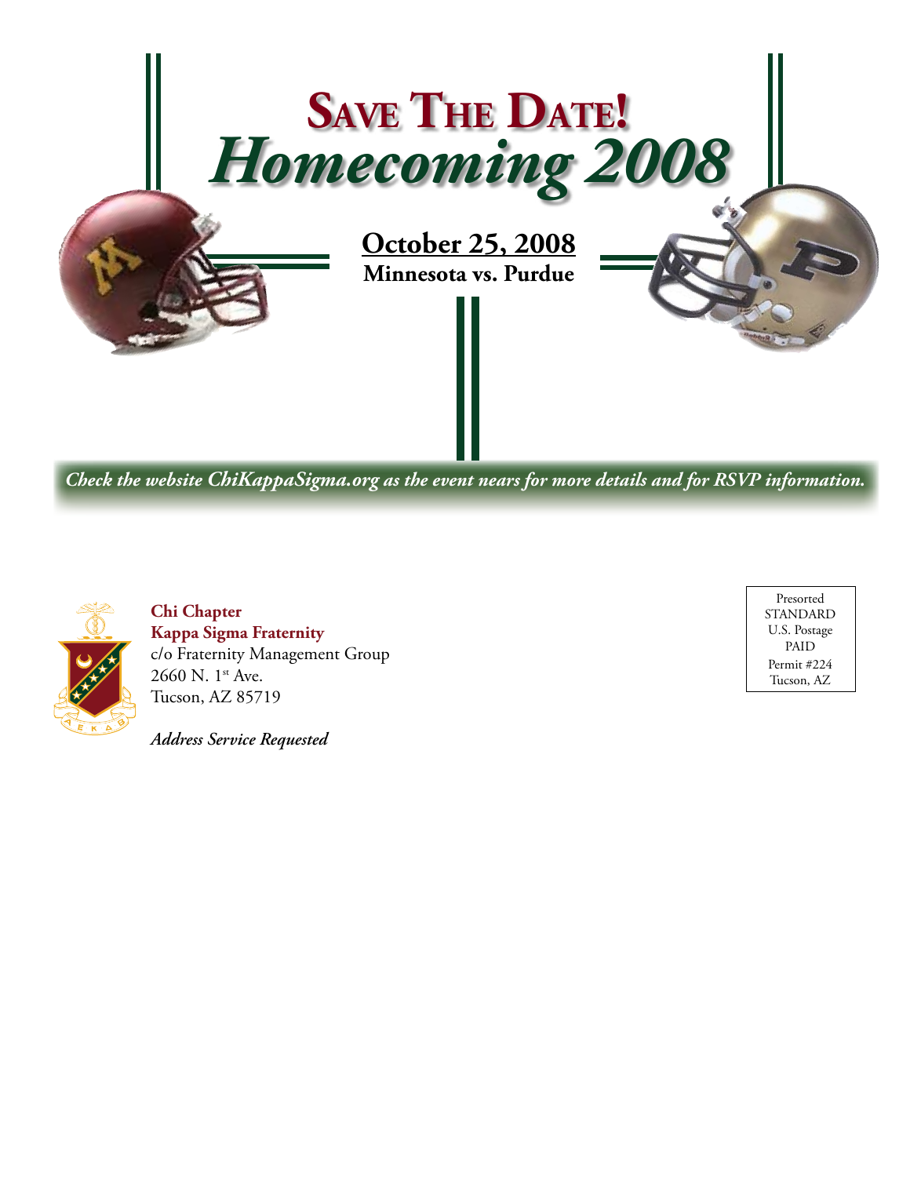# Save The Date!
# *Homecoming 2008*

## October 25, 2008

**Minnesota vs. Purdue**

***Check the website ChiKappaSigma.org as the event nears for more details and for RSVP information.***

**Chi Chapter**
**Kappa Sigma Fraternity**
c/o Fraternity Management Group
2660 N. 1st Ave.
Tucson, AZ 85719

*Address Service Requested*

Presorted
STANDARD
U.S. Postage
PAID
Permit #224
Tucson, AZ